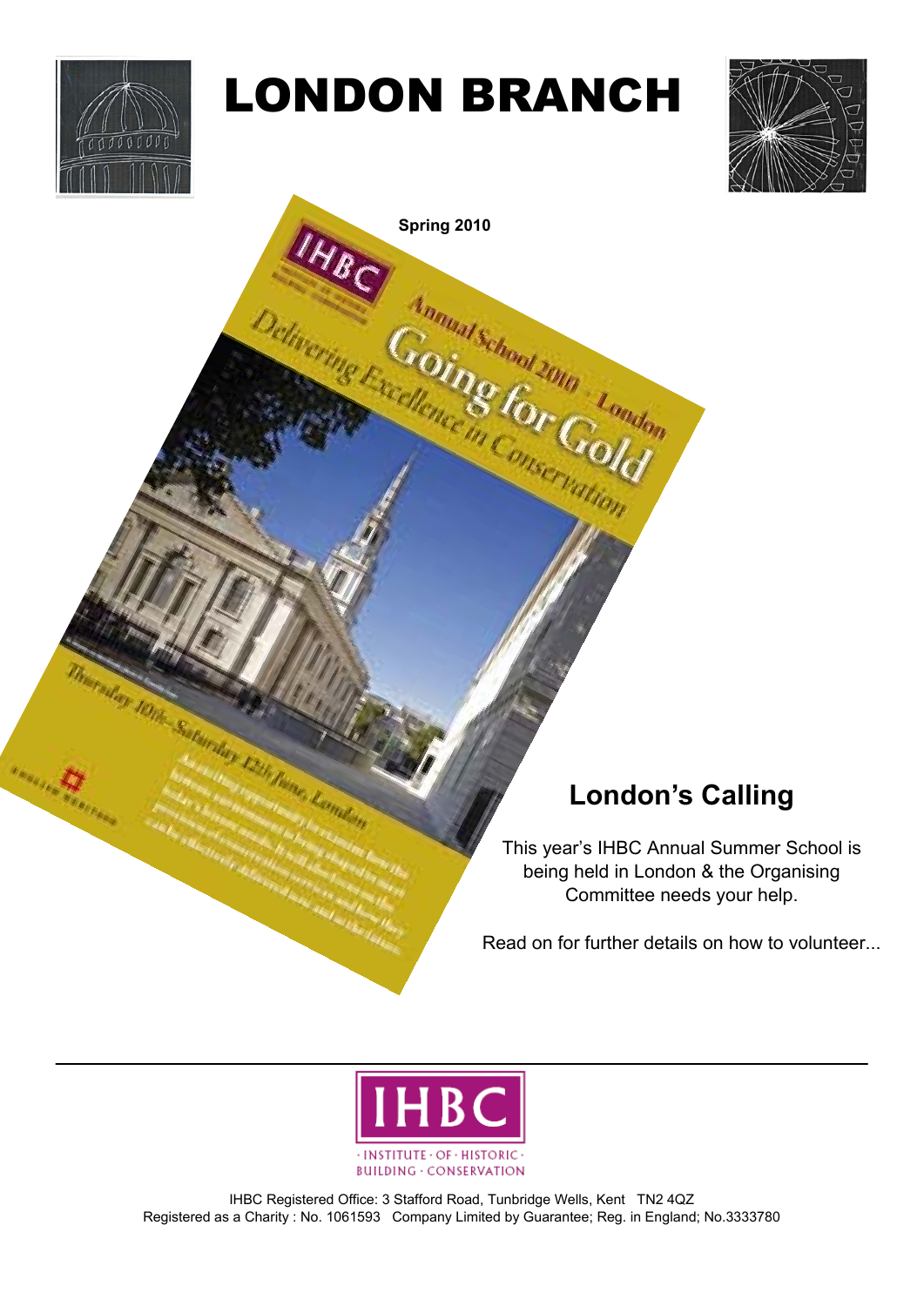# LONDON BRANCH

**Spring 2010**

## London's Calling

This year's IHBC Annual Summer School is being held in London & the Organising Committee needs your help.

Read on for further details on how to volunteer...

IHBC · INSTITUTE · OF · HISTORIC · BUILDING · CONSERVATION

IHBC Registered Office: 3 Stafford Road, Tunbridge Wells, Kent TN2 4QZ
Registered as a Charity : No. 1061593 Company Limited by Guarantee; Reg. in England; No.3333780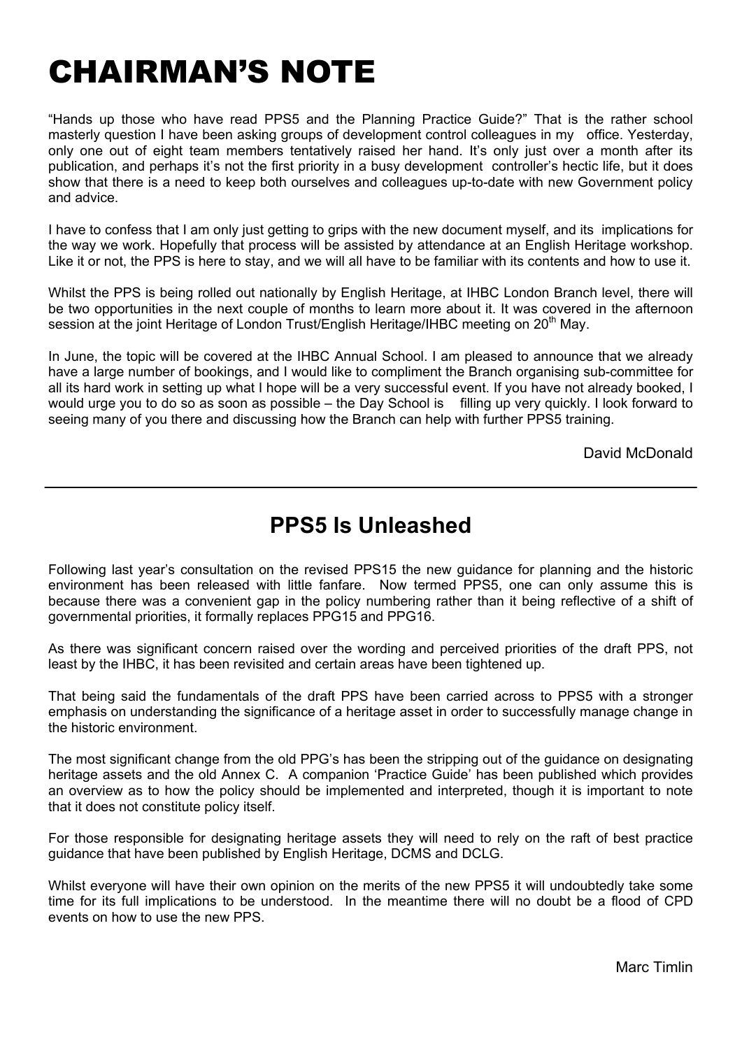# CHAIRMAN'S NOTE

"Hands up those who have read PPS5 and the Planning Practice Guide?" That is the rather school masterly question I have been asking groups of development control colleagues in my office. Yesterday, only one out of eight team members tentatively raised her hand. It's only just over a month after its publication, and perhaps it's not the first priority in a busy development controller's hectic life, but it does show that there is a need to keep both ourselves and colleagues up-to-date with new Government policy and advice.

I have to confess that I am only just getting to grips with the new document myself, and its implications for the way we work. Hopefully that process will be assisted by attendance at an English Heritage workshop. Like it or not, the PPS is here to stay, and we will all have to be familiar with its contents and how to use it.

Whilst the PPS is being rolled out nationally by English Heritage, at IHBC London Branch level, there will be two opportunities in the next couple of months to learn more about it. It was covered in the afternoon session at the joint Heritage of London Trust/English Heritage/IHBC meeting on 20th May.

In June, the topic will be covered at the IHBC Annual School. I am pleased to announce that we already have a large number of bookings, and I would like to compliment the Branch organising sub-committee for all its hard work in setting up what I hope will be a very successful event. If you have not already booked, I would urge you to do so as soon as possible – the Day School is filling up very quickly. I look forward to seeing many of you there and discussing how the Branch can help with further PPS5 training.

David McDonald

---

## PPS5 Is Unleashed

Following last year's consultation on the revised PPS15 the new guidance for planning and the historic environment has been released with little fanfare. Now termed PPS5, one can only assume this is because there was a convenient gap in the policy numbering rather than it being reflective of a shift of governmental priorities, it formally replaces PPG15 and PPG16.

As there was significant concern raised over the wording and perceived priorities of the draft PPS, not least by the IHBC, it has been revisited and certain areas have been tightened up.

That being said the fundamentals of the draft PPS have been carried across to PPS5 with a stronger emphasis on understanding the significance of a heritage asset in order to successfully manage change in the historic environment.

The most significant change from the old PPG's has been the stripping out of the guidance on designating heritage assets and the old Annex C. A companion 'Practice Guide' has been published which provides an overview as to how the policy should be implemented and interpreted, though it is important to note that it does not constitute policy itself.

For those responsible for designating heritage assets they will need to rely on the raft of best practice guidance that have been published by English Heritage, DCMS and DCLG.

Whilst everyone will have their own opinion on the merits of the new PPS5 it will undoubtedly take some time for its full implications to be understood. In the meantime there will no doubt be a flood of CPD events on how to use the new PPS.

Marc Timlin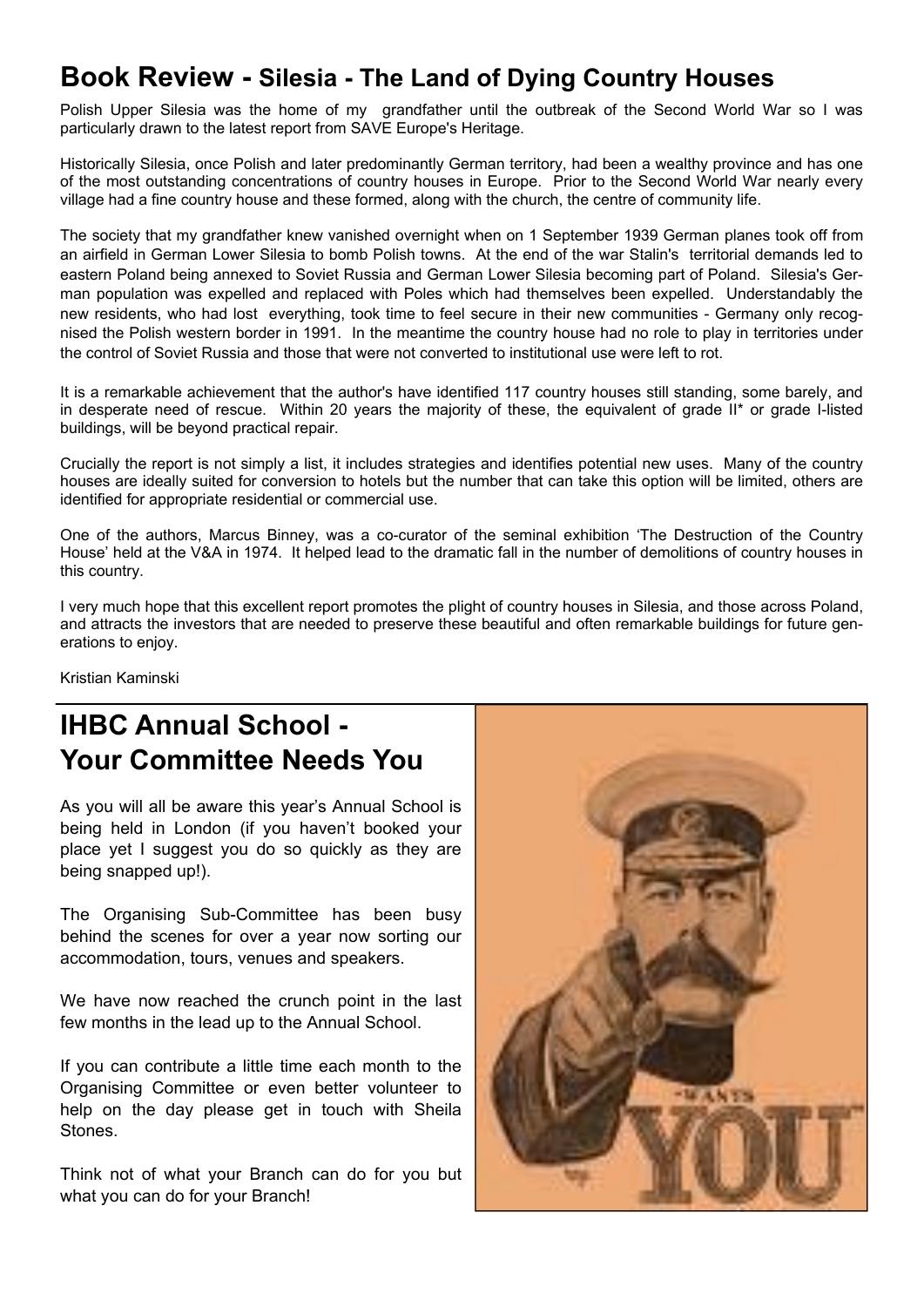## Book Review - Silesia - The Land of Dying Country Houses

Polish Upper Silesia was the home of my grandfather until the outbreak of the Second World War so I was particularly drawn to the latest report from SAVE Europe's Heritage.

Historically Silesia, once Polish and later predominantly German territory, had been a wealthy province and has one of the most outstanding concentrations of country houses in Europe. Prior to the Second World War nearly every village had a fine country house and these formed, along with the church, the centre of community life.

The society that my grandfather knew vanished overnight when on 1 September 1939 German planes took off from an airfield in German Lower Silesia to bomb Polish towns. At the end of the war Stalin's territorial demands led to eastern Poland being annexed to Soviet Russia and German Lower Silesia becoming part of Poland. Silesia's German population was expelled and replaced with Poles which had themselves been expelled. Understandably the new residents, who had lost everything, took time to feel secure in their new communities - Germany only recognised the Polish western border in 1991. In the meantime the country house had no role to play in territories under the control of Soviet Russia and those that were not converted to institutional use were left to rot.

It is a remarkable achievement that the author's have identified 117 country houses still standing, some barely, and in desperate need of rescue. Within 20 years the majority of these, the equivalent of grade II* or grade I-listed buildings, will be beyond practical repair.

Crucially the report is not simply a list, it includes strategies and identifies potential new uses. Many of the country houses are ideally suited for conversion to hotels but the number that can take this option will be limited, others are identified for appropriate residential or commercial use.

One of the authors, Marcus Binney, was a co-curator of the seminal exhibition 'The Destruction of the Country House' held at the V&A in 1974. It helped lead to the dramatic fall in the number of demolitions of country houses in this country.

I very much hope that this excellent report promotes the plight of country houses in Silesia, and those across Poland, and attracts the investors that are needed to preserve these beautiful and often remarkable buildings for future generations to enjoy.

Kristian Kaminski

## IHBC Annual School - Your Committee Needs You

As you will all be aware this year's Annual School is being held in London (if you haven't booked your place yet I suggest you do so quickly as they are being snapped up!).

The Organising Sub-Committee has been busy behind the scenes for over a year now sorting our accommodation, tours, venues and speakers.

We have now reached the crunch point in the last few months in the lead up to the Annual School.

If you can contribute a little time each month to the Organising Committee or even better volunteer to help on the day please get in touch with Sheila Stones.

Think not of what your Branch can do for you but what you can do for your Branch!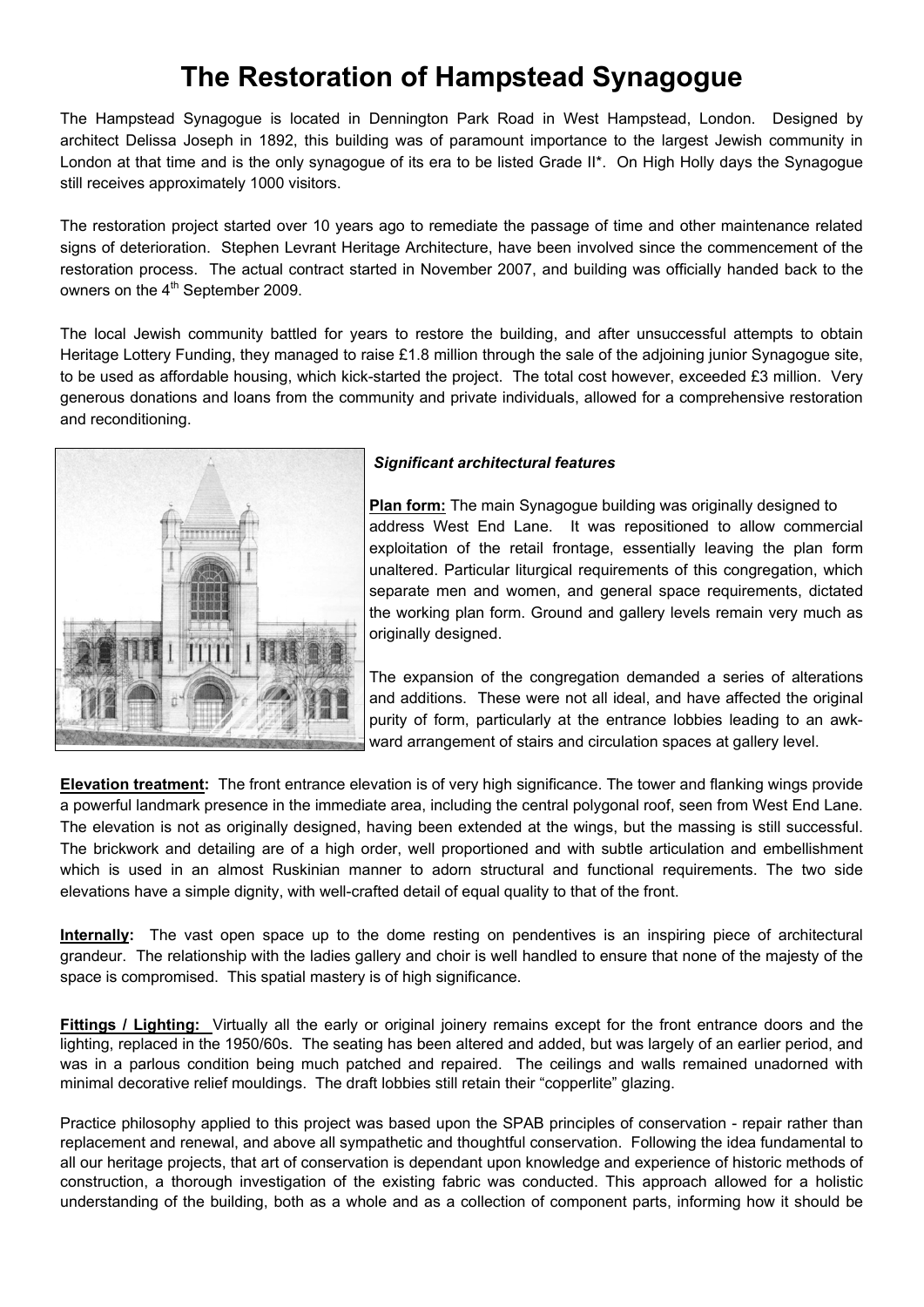# The Restoration of Hampstead Synagogue

The Hampstead Synagogue is located in Dennington Park Road in West Hampstead, London. Designed by architect Delissa Joseph in 1892, this building was of paramount importance to the largest Jewish community in London at that time and is the only synagogue of its era to be listed Grade II*. On High Holly days the Synagogue still receives approximately 1000 visitors.

The restoration project started over 10 years ago to remediate the passage of time and other maintenance related signs of deterioration. Stephen Levrant Heritage Architecture, have been involved since the commencement of the restoration process. The actual contract started in November 2007, and building was officially handed back to the owners on the 4th September 2009.

The local Jewish community battled for years to restore the building, and after unsuccessful attempts to obtain Heritage Lottery Funding, they managed to raise £1.8 million through the sale of the adjoining junior Synagogue site, to be used as affordable housing, which kick-started the project. The total cost however, exceeded £3 million. Very generous donations and loans from the community and private individuals, allowed for a comprehensive restoration and reconditioning.

***Significant architectural features***

**Plan form:** The main Synagogue building was originally designed to address West End Lane. It was repositioned to allow commercial exploitation of the retail frontage, essentially leaving the plan form unaltered. Particular liturgical requirements of this congregation, which separate men and women, and general space requirements, dictated the working plan form. Ground and gallery levels remain very much as originally designed.

The expansion of the congregation demanded a series of alterations and additions. These were not all ideal, and have affected the original purity of form, particularly at the entrance lobbies leading to an awkward arrangement of stairs and circulation spaces at gallery level.

**Elevation treatment:** The front entrance elevation is of very high significance. The tower and flanking wings provide a powerful landmark presence in the immediate area, including the central polygonal roof, seen from West End Lane. The elevation is not as originally designed, having been extended at the wings, but the massing is still successful. The brickwork and detailing are of a high order, well proportioned and with subtle articulation and embellishment which is used in an almost Ruskinian manner to adorn structural and functional requirements. The two side elevations have a simple dignity, with well-crafted detail of equal quality to that of the front.

**Internally:** The vast open space up to the dome resting on pendentives is an inspiring piece of architectural grandeur. The relationship with the ladies gallery and choir is well handled to ensure that none of the majesty of the space is compromised. This spatial mastery is of high significance.

**Fittings / Lighting:** Virtually all the early or original joinery remains except for the front entrance doors and the lighting, replaced in the 1950/60s. The seating has been altered and added, but was largely of an earlier period, and was in a parlous condition being much patched and repaired. The ceilings and walls remained unadorned with minimal decorative relief mouldings. The draft lobbies still retain their "copperlite" glazing.

Practice philosophy applied to this project was based upon the SPAB principles of conservation - repair rather than replacement and renewal, and above all sympathetic and thoughtful conservation. Following the idea fundamental to all our heritage projects, that art of conservation is dependant upon knowledge and experience of historic methods of construction, a thorough investigation of the existing fabric was conducted. This approach allowed for a holistic understanding of the building, both as a whole and as a collection of component parts, informing how it should be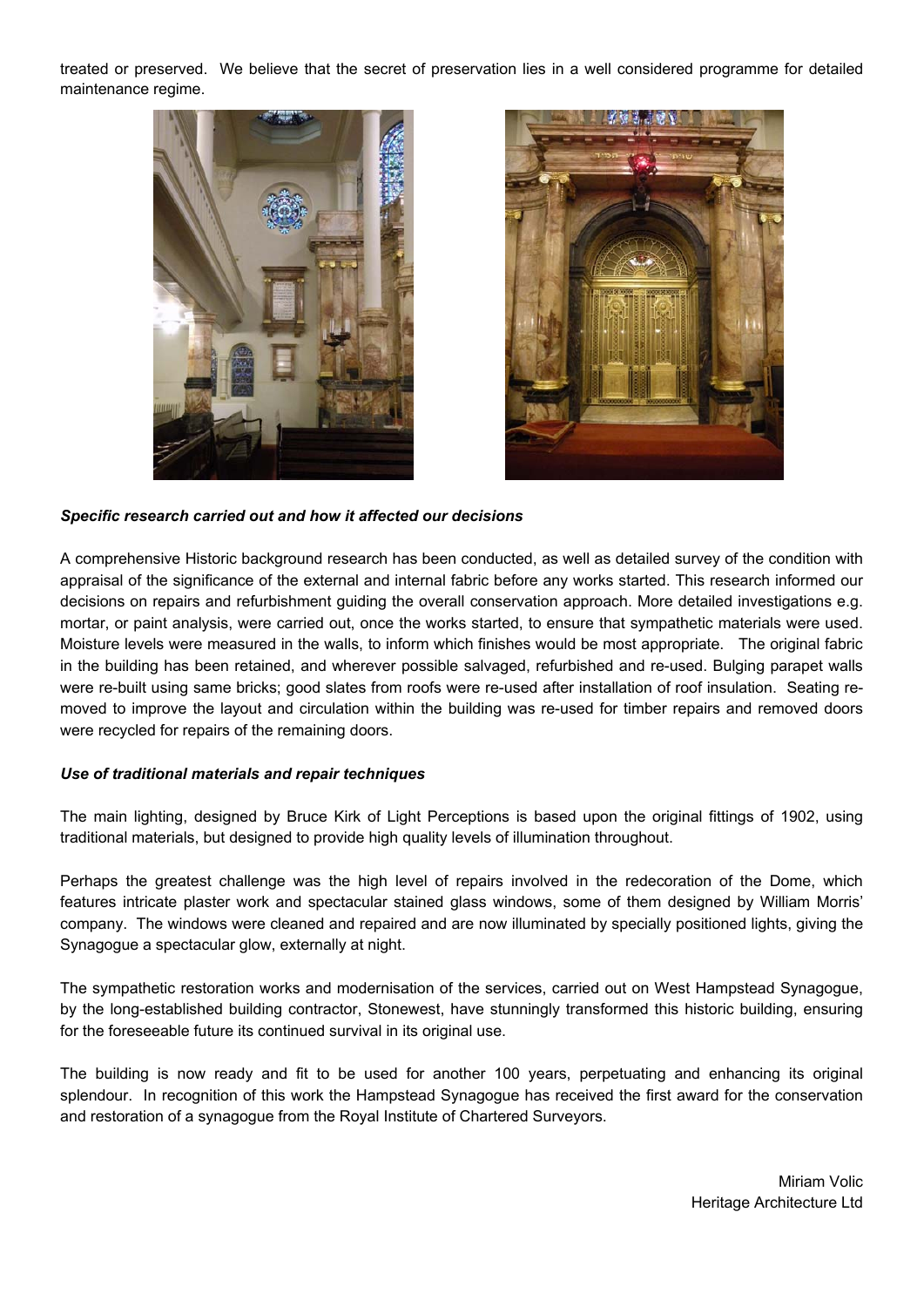treated or preserved. We believe that the secret of preservation lies in a well considered programme for detailed maintenance regime.

***Specific research carried out and how it affected our decisions***

A comprehensive Historic background research has been conducted, as well as detailed survey of the condition with appraisal of the significance of the external and internal fabric before any works started. This research informed our decisions on repairs and refurbishment guiding the overall conservation approach. More detailed investigations e.g. mortar, or paint analysis, were carried out, once the works started, to ensure that sympathetic materials were used. Moisture levels were measured in the walls, to inform which finishes would be most appropriate. The original fabric in the building has been retained, and wherever possible salvaged, refurbished and re-used. Bulging parapet walls were re-built using same bricks; good slates from roofs were re-used after installation of roof insulation. Seating removed to improve the layout and circulation within the building was re-used for timber repairs and removed doors were recycled for repairs of the remaining doors.

***Use of traditional materials and repair techniques***

The main lighting, designed by Bruce Kirk of Light Perceptions is based upon the original fittings of 1902, using traditional materials, but designed to provide high quality levels of illumination throughout.

Perhaps the greatest challenge was the high level of repairs involved in the redecoration of the Dome, which features intricate plaster work and spectacular stained glass windows, some of them designed by William Morris' company. The windows were cleaned and repaired and are now illuminated by specially positioned lights, giving the Synagogue a spectacular glow, externally at night.

The sympathetic restoration works and modernisation of the services, carried out on West Hampstead Synagogue, by the long-established building contractor, Stonewest, have stunningly transformed this historic building, ensuring for the foreseeable future its continued survival in its original use.

The building is now ready and fit to be used for another 100 years, perpetuating and enhancing its original splendour. In recognition of this work the Hampstead Synagogue has received the first award for the conservation and restoration of a synagogue from the Royal Institute of Chartered Surveyors.

Miriam Volic
Heritage Architecture Ltd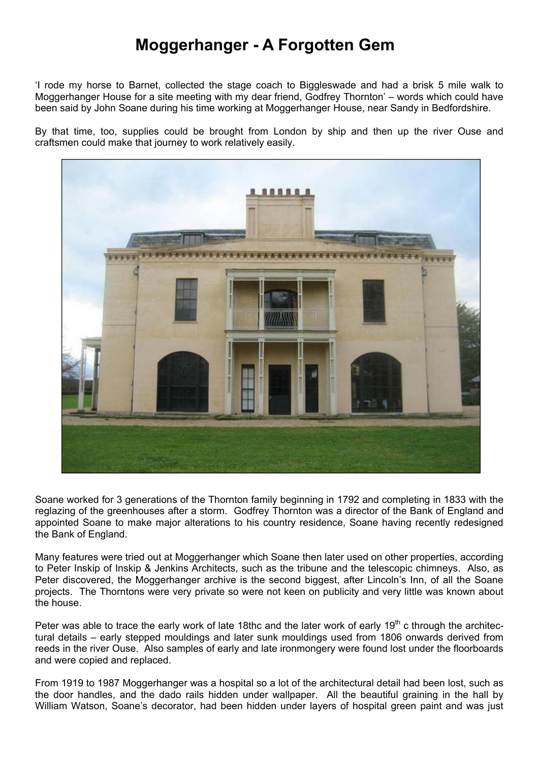# Moggerhanger - A Forgotten Gem

'I rode my horse to Barnet, collected the stage coach to Biggleswade and had a brisk 5 mile walk to Moggerhanger House for a site meeting with my dear friend, Godfrey Thornton' – words which could have been said by John Soane during his time working at Moggerhanger House, near Sandy in Bedfordshire.

By that time, too, supplies could be brought from London by ship and then up the river Ouse and craftsmen could make that journey to work relatively easily.

Soane worked for 3 generations of the Thornton family beginning in 1792 and completing in 1833 with the reglazing of the greenhouses after a storm. Godfrey Thornton was a director of the Bank of England and appointed Soane to make major alterations to his country residence, Soane having recently redesigned the Bank of England.

Many features were tried out at Moggerhanger which Soane then later used on other properties, according to Peter Inskip of Inskip & Jenkins Architects, such as the tribune and the telescopic chimneys. Also, as Peter discovered, the Moggerhanger archive is the second biggest, after Lincoln's Inn, of all the Soane projects. The Thorntons were very private so were not keen on publicity and very little was known about the house.

Peter was able to trace the early work of late 18thc and the later work of early 19th c through the architectural details – early stepped mouldings and later sunk mouldings used from 1806 onwards derived from reeds in the river Ouse. Also samples of early and late ironmongery were found lost under the floorboards and were copied and replaced.

From 1919 to 1987 Moggerhanger was a hospital so a lot of the architectural detail had been lost, such as the door handles, and the dado rails hidden under wallpaper. All the beautiful graining in the hall by William Watson, Soane's decorator, had been hidden under layers of hospital green paint and was just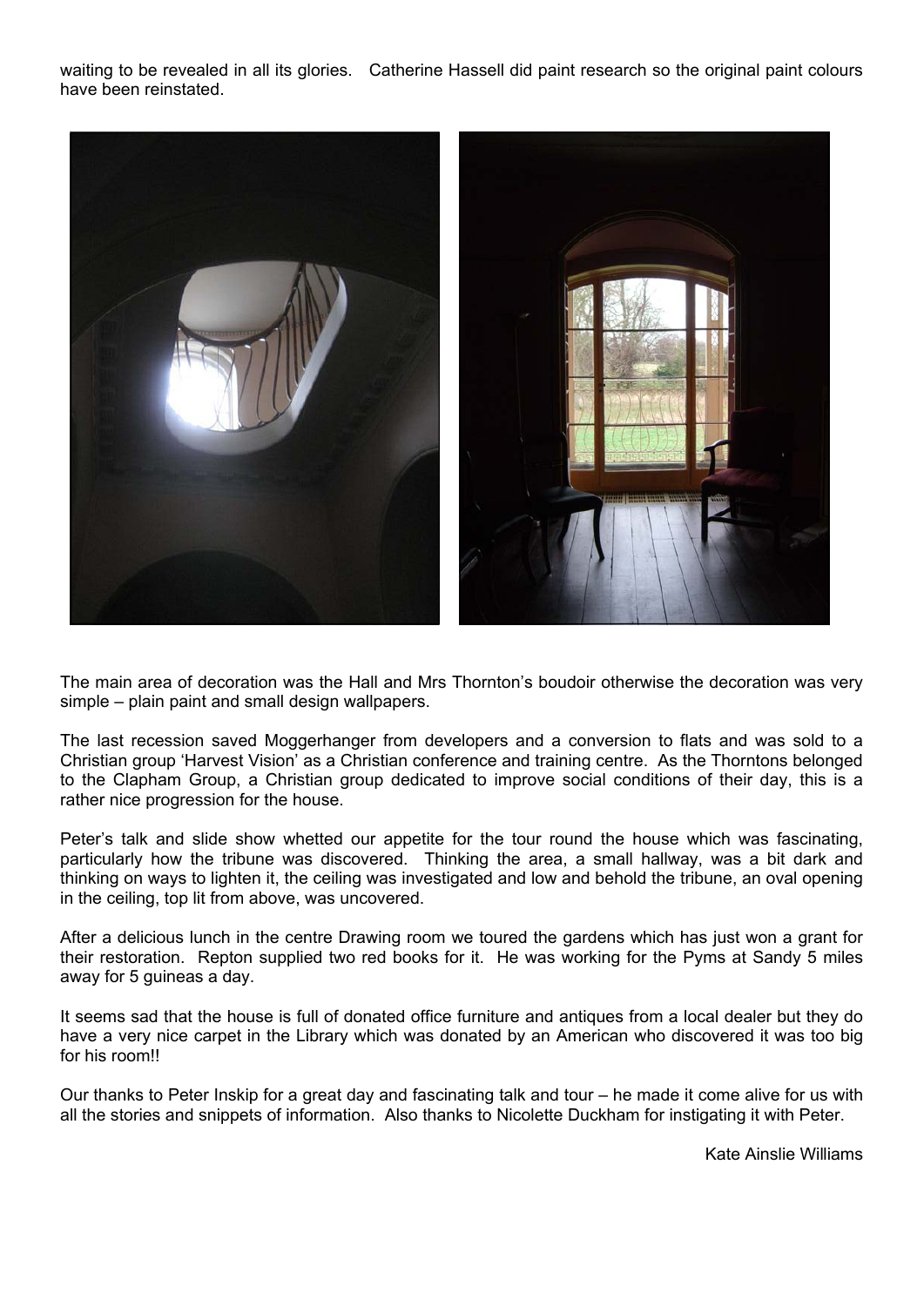waiting to be revealed in all its glories. Catherine Hassell did paint research so the original paint colours have been reinstated.

The main area of decoration was the Hall and Mrs Thornton's boudoir otherwise the decoration was very simple – plain paint and small design wallpapers.

The last recession saved Moggerhanger from developers and a conversion to flats and was sold to a Christian group 'Harvest Vision' as a Christian conference and training centre. As the Thorntons belonged to the Clapham Group, a Christian group dedicated to improve social conditions of their day, this is a rather nice progression for the house.

Peter's talk and slide show whetted our appetite for the tour round the house which was fascinating, particularly how the tribune was discovered. Thinking the area, a small hallway, was a bit dark and thinking on ways to lighten it, the ceiling was investigated and low and behold the tribune, an oval opening in the ceiling, top lit from above, was uncovered.

After a delicious lunch in the centre Drawing room we toured the gardens which has just won a grant for their restoration. Repton supplied two red books for it. He was working for the Pyms at Sandy 5 miles away for 5 guineas a day.

It seems sad that the house is full of donated office furniture and antiques from a local dealer but they do have a very nice carpet in the Library which was donated by an American who discovered it was too big for his room!!

Our thanks to Peter Inskip for a great day and fascinating talk and tour – he made it come alive for us with all the stories and snippets of information. Also thanks to Nicolette Duckham for instigating it with Peter.

Kate Ainslie Williams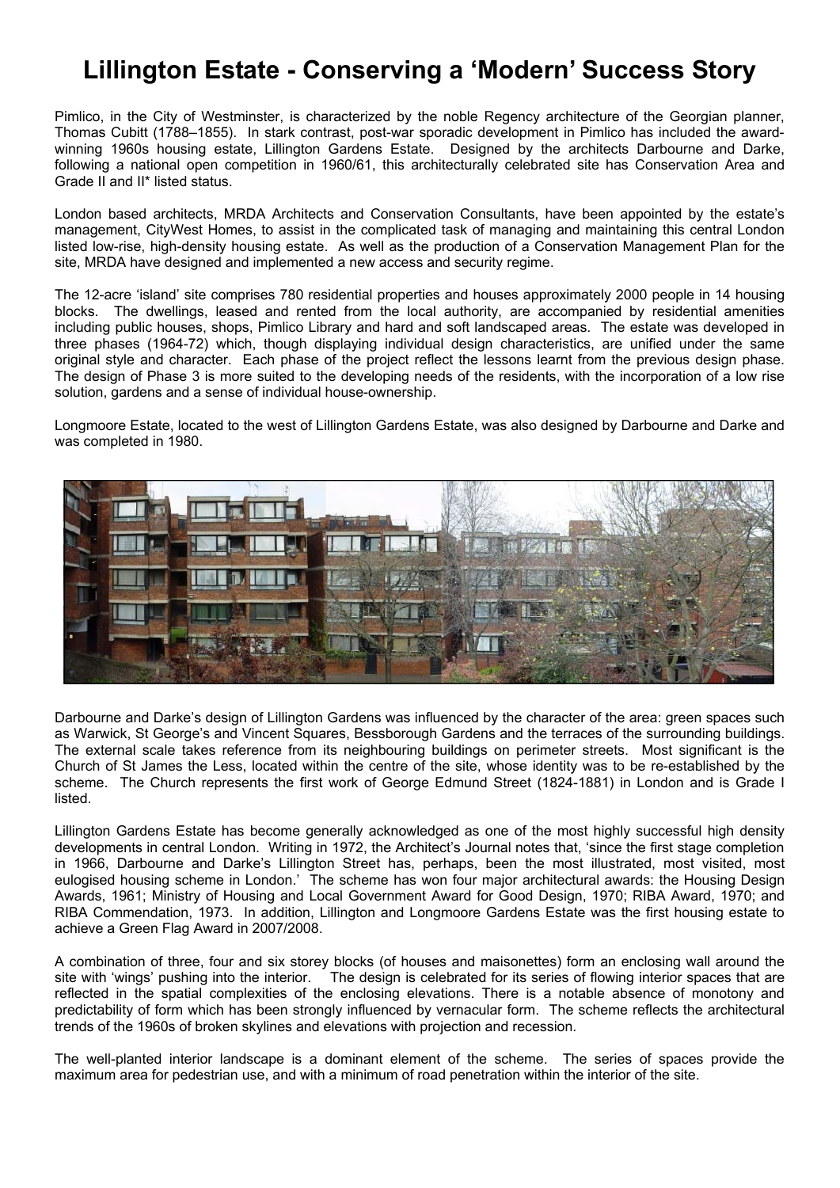# Lillington Estate - Conserving a 'Modern' Success Story

Pimlico, in the City of Westminster, is characterized by the noble Regency architecture of the Georgian planner, Thomas Cubitt (1788–1855). In stark contrast, post-war sporadic development in Pimlico has included the award-winning 1960s housing estate, Lillington Gardens Estate. Designed by the architects Darbourne and Darke, following a national open competition in 1960/61, this architecturally celebrated site has Conservation Area and Grade II and II* listed status.

London based architects, MRDA Architects and Conservation Consultants, have been appointed by the estate's management, CityWest Homes, to assist in the complicated task of managing and maintaining this central London listed low-rise, high-density housing estate. As well as the production of a Conservation Management Plan for the site, MRDA have designed and implemented a new access and security regime.

The 12-acre 'island' site comprises 780 residential properties and houses approximately 2000 people in 14 housing blocks. The dwellings, leased and rented from the local authority, are accompanied by residential amenities including public houses, shops, Pimlico Library and hard and soft landscaped areas. The estate was developed in three phases (1964-72) which, though displaying individual design characteristics, are unified under the same original style and character. Each phase of the project reflect the lessons learnt from the previous design phase. The design of Phase 3 is more suited to the developing needs of the residents, with the incorporation of a low rise solution, gardens and a sense of individual house-ownership.

Longmoore Estate, located to the west of Lillington Gardens Estate, was also designed by Darbourne and Darke and was completed in 1980.

Darbourne and Darke's design of Lillington Gardens was influenced by the character of the area: green spaces such as Warwick, St George's and Vincent Squares, Bessborough Gardens and the terraces of the surrounding buildings. The external scale takes reference from its neighbouring buildings on perimeter streets. Most significant is the Church of St James the Less, located within the centre of the site, whose identity was to be re-established by the scheme. The Church represents the first work of George Edmund Street (1824-1881) in London and is Grade I listed.

Lillington Gardens Estate has become generally acknowledged as one of the most highly successful high density developments in central London. Writing in 1972, the Architect's Journal notes that, 'since the first stage completion in 1966, Darbourne and Darke's Lillington Street has, perhaps, been the most illustrated, most visited, most eulogised housing scheme in London.' The scheme has won four major architectural awards: the Housing Design Awards, 1961; Ministry of Housing and Local Government Award for Good Design, 1970; RIBA Award, 1970; and RIBA Commendation, 1973. In addition, Lillington and Longmoore Gardens Estate was the first housing estate to achieve a Green Flag Award in 2007/2008.

A combination of three, four and six storey blocks (of houses and maisonettes) form an enclosing wall around the site with 'wings' pushing into the interior. The design is celebrated for its series of flowing interior spaces that are reflected in the spatial complexities of the enclosing elevations. There is a notable absence of monotony and predictability of form which has been strongly influenced by vernacular form. The scheme reflects the architectural trends of the 1960s of broken skylines and elevations with projection and recession.

The well-planted interior landscape is a dominant element of the scheme. The series of spaces provide the maximum area for pedestrian use, and with a minimum of road penetration within the interior of the site.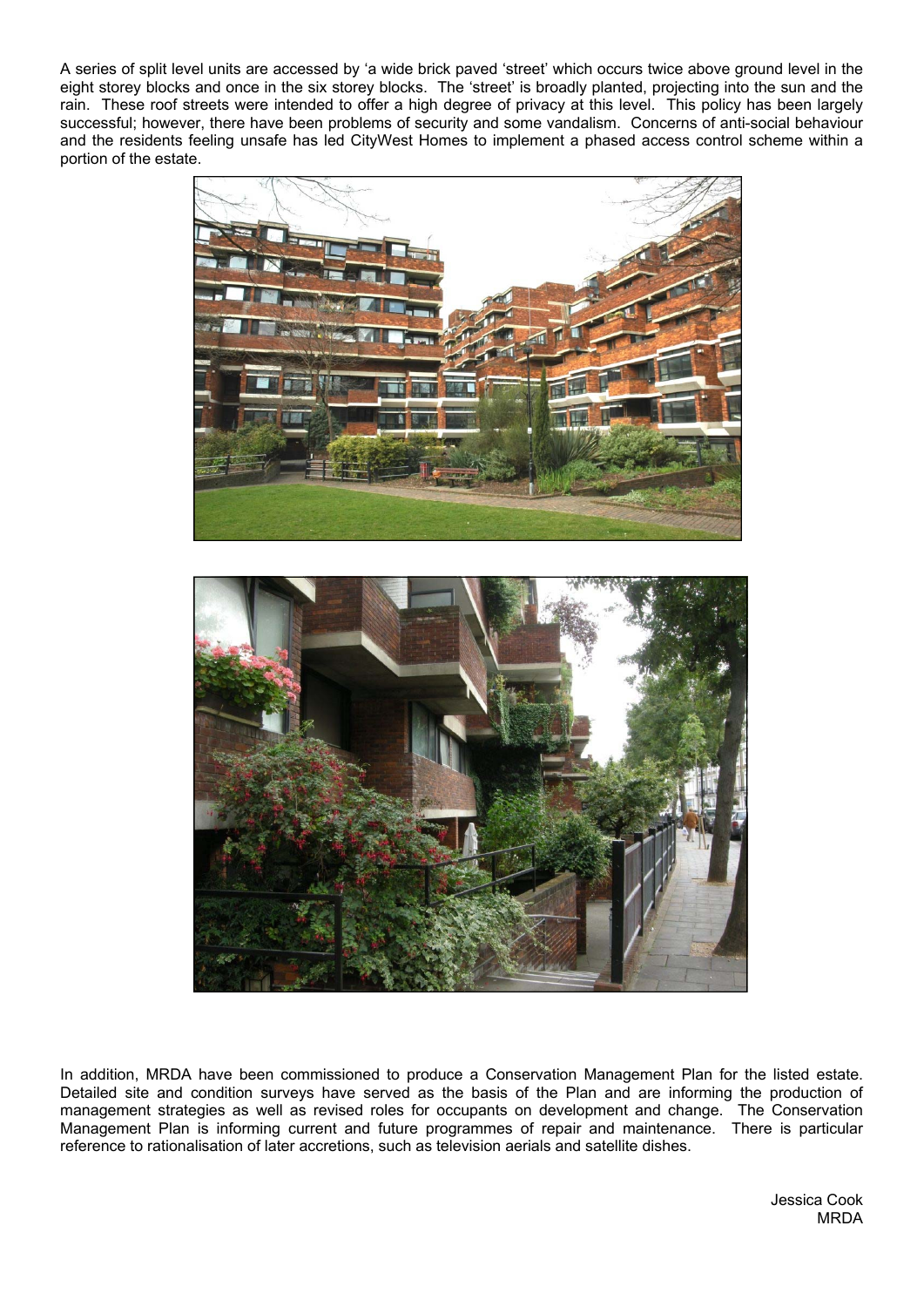A series of split level units are accessed by 'a wide brick paved 'street' which occurs twice above ground level in the eight storey blocks and once in the six storey blocks. The 'street' is broadly planted, projecting into the sun and the rain. These roof streets were intended to offer a high degree of privacy at this level. This policy has been largely successful; however, there have been problems of security and some vandalism. Concerns of anti-social behaviour and the residents feeling unsafe has led CityWest Homes to implement a phased access control scheme within a portion of the estate.

In addition, MRDA have been commissioned to produce a Conservation Management Plan for the listed estate. Detailed site and condition surveys have served as the basis of the Plan and are informing the production of management strategies as well as revised roles for occupants on development and change. The Conservation Management Plan is informing current and future programmes of repair and maintenance. There is particular reference to rationalisation of later accretions, such as television aerials and satellite dishes.

Jessica Cook
MRDA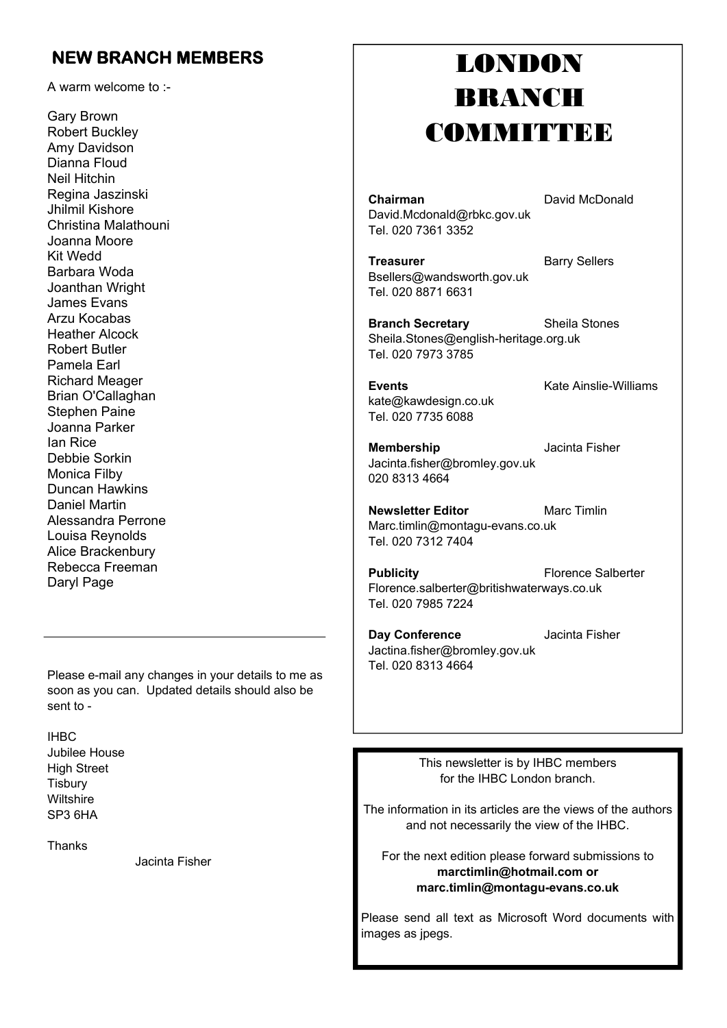## NEW BRANCH MEMBERS

A warm welcome to :-

Gary Brown
Robert Buckley
Amy Davidson
Dianna Floud
Neil Hitchin
Regina Jaszinski
Jhilmil Kishore
Christina Malathouni
Joanna Moore
Kit Wedd
Barbara Woda
Joanthan Wright
James Evans
Arzu Kocabas
Heather Alcock
Robert Butler
Pamela Earl
Richard Meager
Brian O'Callaghan
Stephen Paine
Joanna Parker
Ian Rice
Debbie Sorkin
Monica Filby
Duncan Hawkins
Daniel Martin
Alessandra Perrone
Louisa Reynolds
Alice Brackenbury
Rebecca Freeman
Daryl Page

---

Please e-mail any changes in your details to me as soon as you can. Updated details should also be sent to -

IHBC
Jubilee House
High Street
Tisbury
Wiltshire
SP3 6HA

Thanks

Jacinta Fisher

# LONDON BRANCH COMMITTEE

**Chairman** David McDonald
David.Mcdonald@rbkc.gov.uk
Tel. 020 7361 3352

**Treasurer** Barry Sellers
Bsellers@wandsworth.gov.uk
Tel. 020 8871 6631

**Branch Secretary** Sheila Stones
Sheila.Stones@english-heritage.org.uk
Tel. 020 7973 3785

**Events** Kate Ainslie-Williams
kate@kawdesign.co.uk
Tel. 020 7735 6088

**Membership** Jacinta Fisher
Jacinta.fisher@bromley.gov.uk
020 8313 4664

**Newsletter Editor** Marc Timlin
Marc.timlin@montagu-evans.co.uk
Tel. 020 7312 7404

**Publicity** Florence Salberter
Florence.salberter@britishwaterways.co.uk
Tel. 020 7985 7224

**Day Conference** Jacinta Fisher
Jactina.fisher@bromley.gov.uk
Tel. 020 8313 4664

This newsletter is by IHBC members for the IHBC London branch.

The information in its articles are the views of the authors and not necessarily the view of the IHBC.

For the next edition please forward submissions to **marctimlin@hotmail.com or marc.timlin@montagu-evans.co.uk**

Please send all text as Microsoft Word documents with images as jpegs.